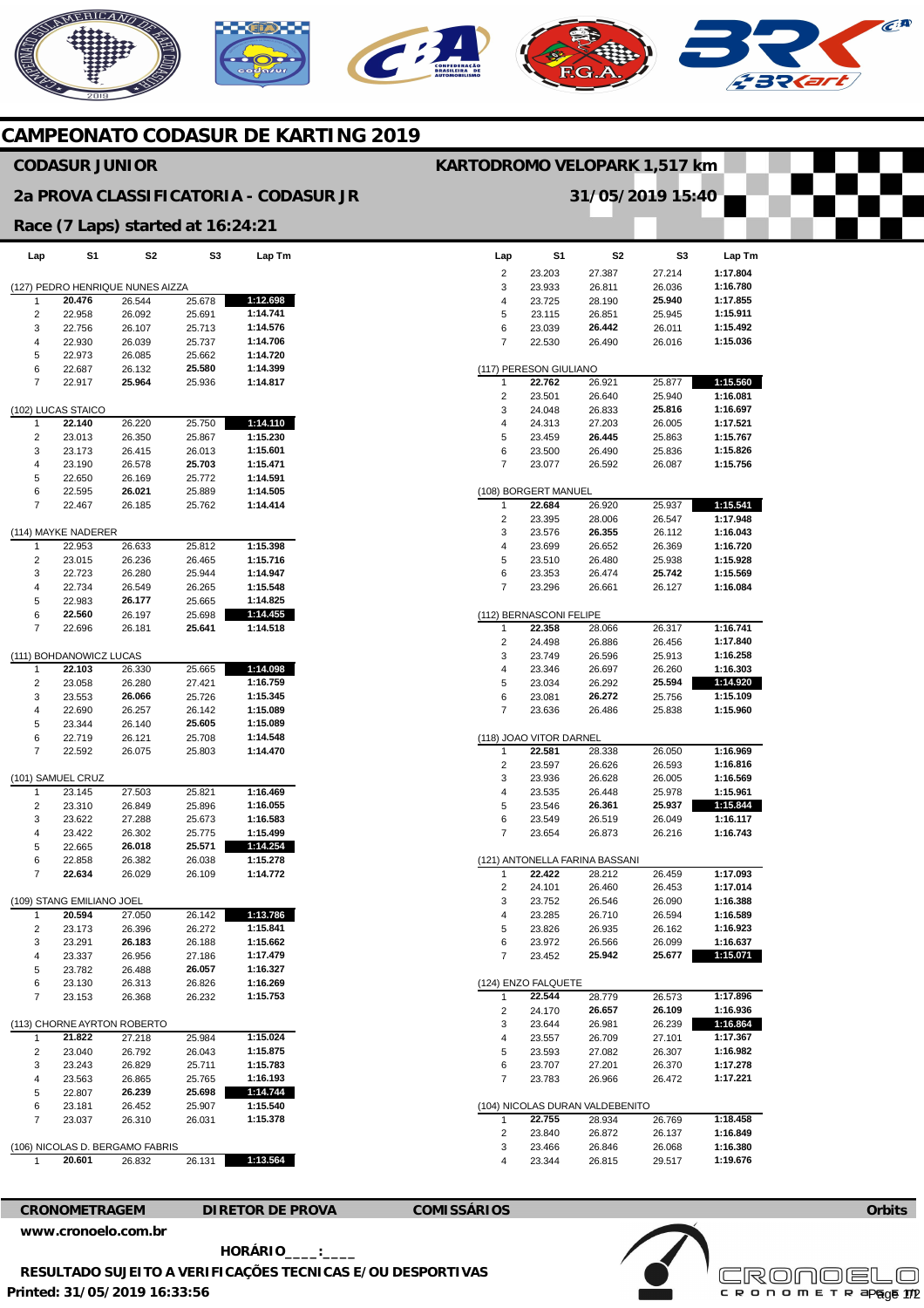# CAMPEONATO CODASUR DE KARTING 2019

## CODASUR JUNIOR

**KARTODROMO VELOPARK 1,517 km**

## 2a PROVA CLASSIFICATORIA - CODASUR JR

**31/05/2019 15:40**

### Race (7 Laps) started at 16:24:21

| Lap | S1 | S2 | S3 | Lap Tm |
|---|---|---|---|---|
| **(127) PEDRO HENRIQUE NUNES AIZZA** | | | | |
| 1 | **20.476** | 26.544 | 25.678 | **1:12.698** |
| 2 | 22.958 | 26.092 | 25.691 | **1:14.741** |
| 3 | 22.756 | 26.107 | 25.713 | **1:14.576** |
| 4 | 22.930 | 26.039 | 25.737 | **1:14.706** |
| 5 | 22.973 | 26.085 | 25.662 | **1:14.720** |
| 6 | 22.687 | 26.132 | **25.580** | **1:14.399** |
| 7 | 22.917 | **25.964** | 25.936 | **1:14.817** |
| **(102) LUCAS STAICO** | | | | |
| 1 | **22.140** | 26.220 | 25.750 | **1:14.110** |
| 2 | 23.013 | 26.350 | 25.867 | **1:15.230** |
| 3 | 23.173 | 26.415 | 26.013 | **1:15.601** |
| 4 | 23.190 | 26.578 | **25.703** | **1:15.471** |
| 5 | 22.650 | 26.169 | 25.772 | **1:14.591** |
| 6 | 22.595 | **26.021** | 25.889 | **1:14.505** |
| 7 | 22.467 | 26.185 | 25.762 | **1:14.414** |
| **(114) MAYKE NADERER** | | | | |
| 1 | 22.953 | 26.633 | 25.812 | **1:15.398** |
| 2 | 23.015 | 26.236 | 26.465 | **1:15.716** |
| 3 | 22.723 | 26.280 | 25.944 | **1:14.947** |
| 4 | 22.734 | 26.549 | 26.265 | **1:15.548** |
| 5 | 22.983 | **26.177** | 25.665 | **1:14.825** |
| 6 | **22.560** | 26.197 | 25.698 | **1:14.455** |
| 7 | 22.696 | 26.181 | **25.641** | **1:14.518** |
| **(111) BOHDANOWICZ LUCAS** | | | | |
| 1 | **22.103** | 26.330 | 25.665 | **1:14.098** |
| 2 | 23.058 | 26.280 | 27.421 | **1:16.759** |
| 3 | 23.553 | **26.066** | 25.726 | **1:15.345** |
| 4 | 22.690 | 26.257 | 26.142 | **1:15.089** |
| 5 | 23.344 | 26.140 | **25.605** | **1:15.089** |
| 6 | 22.719 | 26.121 | 25.708 | **1:14.548** |
| 7 | 22.592 | 26.075 | 25.803 | **1:14.470** |
| **(101) SAMUEL CRUZ** | | | | |
| 1 | 23.145 | 27.503 | 25.821 | **1:16.469** |
| 2 | 23.310 | 26.849 | 25.896 | **1:16.055** |
| 3 | 23.622 | 27.288 | 25.673 | **1:16.583** |
| 4 | 23.422 | 26.302 | 25.775 | **1:15.499** |
| 5 | 22.665 | **26.018** | **25.571** | **1:14.254** |
| 6 | 22.858 | 26.382 | 26.038 | **1:15.278** |
| 7 | **22.634** | 26.029 | 26.109 | **1:14.772** |
| **(109) STANG EMILIANO JOEL** | | | | |
| 1 | **20.594** | 27.050 | 26.142 | **1:13.786** |
| 2 | 23.173 | 26.396 | 26.272 | **1:15.841** |
| 3 | 23.291 | **26.183** | 26.188 | **1:15.662** |
| 4 | 23.337 | 26.956 | 27.186 | **1:17.479** |
| 5 | 23.782 | 26.488 | **26.057** | **1:16.327** |
| 6 | 23.130 | 26.313 | 26.826 | **1:16.269** |
| 7 | 23.153 | 26.368 | 26.232 | **1:15.753** |
| **(113) CHORNE AYRTON ROBERTO** | | | | |
| 1 | **21.822** | 27.218 | 25.984 | **1:15.024** |
| 2 | 23.040 | 26.792 | 26.043 | **1:15.875** |
| 3 | 23.243 | 26.829 | 25.711 | **1:15.783** |
| 4 | 23.563 | 26.865 | 25.765 | **1:16.193** |
| 5 | 22.807 | **26.239** | **25.698** | **1:14.744** |
| 6 | 23.181 | 26.452 | 25.907 | **1:15.540** |
| 7 | 23.037 | 26.310 | 26.031 | **1:15.378** |
| **(106) NICOLAS D. BERGAMO FABRIS** | | | | |
| 1 | **20.601** | 26.832 | 26.131 | **1:13.564** |
| 2 | 23.203 | 27.387 | 27.214 | **1:17.804** |
| 3 | 23.933 | 26.811 | 26.036 | **1:16.780** |
| 4 | 23.725 | 28.190 | **25.940** | **1:17.855** |
| 5 | 23.115 | 26.851 | 25.945 | **1:15.911** |
| 6 | 23.039 | **26.442** | 26.011 | **1:15.492** |
| 7 | 22.530 | 26.490 | 26.016 | **1:15.036** |
| **(117) PERESON GIULIANO** | | | | |
| 1 | **22.762** | 26.921 | 25.877 | **1:15.560** |
| 2 | 23.501 | 26.640 | 25.940 | **1:16.081** |
| 3 | 24.048 | 26.833 | **25.816** | **1:16.697** |
| 4 | 24.313 | 27.203 | 26.005 | **1:17.521** |
| 5 | 23.459 | **26.445** | 25.863 | **1:15.767** |
| 6 | 23.500 | 26.490 | 25.836 | **1:15.826** |
| 7 | 23.077 | 26.592 | 26.087 | **1:15.756** |
| **(108) BORGERT MANUEL** | | | | |
| 1 | **22.684** | 26.920 | 25.937 | **1:15.541** |
| 2 | 23.395 | 28.006 | 26.547 | **1:17.948** |
| 3 | 23.576 | **26.355** | 26.112 | **1:16.043** |
| 4 | 23.699 | 26.652 | 26.369 | **1:16.720** |
| 5 | 23.510 | 26.480 | 25.938 | **1:15.928** |
| 6 | 23.353 | 26.474 | **25.742** | **1:15.569** |
| 7 | 23.296 | 26.661 | 26.127 | **1:16.084** |
| **(112) BERNASCONI FELIPE** | | | | |
| 1 | **22.358** | 28.066 | 26.317 | **1:16.741** |
| 2 | 24.498 | 26.886 | 26.456 | **1:17.840** |
| 3 | 23.749 | 26.596 | 25.913 | **1:16.258** |
| 4 | 23.346 | 26.697 | 26.260 | **1:16.303** |
| 5 | 23.034 | 26.292 | **25.594** | **1:14.920** |
| 6 | 23.081 | **26.272** | 25.756 | **1:15.109** |
| 7 | 23.636 | 26.486 | 25.838 | **1:15.960** |
| **(118) JOAO VITOR DARNEL** | | | | |
| 1 | **22.581** | 28.338 | 26.050 | **1:16.969** |
| 2 | 23.597 | 26.626 | 26.593 | **1:16.816** |
| 3 | 23.936 | 26.628 | 26.005 | **1:16.569** |
| 4 | 23.535 | 26.448 | 25.978 | **1:15.961** |
| 5 | 23.546 | **26.361** | **25.937** | **1:15.844** |
| 6 | 23.549 | 26.519 | 26.049 | **1:16.117** |
| 7 | 23.654 | 26.873 | 26.216 | **1:16.743** |
| **(121) ANTONELLA FARINA BASSANI** | | | | |
| 1 | **22.422** | 28.212 | 26.459 | **1:17.093** |
| 2 | 24.101 | 26.460 | 26.453 | **1:17.014** |
| 3 | 23.752 | 26.546 | 26.090 | **1:16.388** |
| 4 | 23.285 | 26.710 | 26.594 | **1:16.589** |
| 5 | 23.826 | 26.935 | 26.162 | **1:16.923** |
| 6 | 23.972 | 26.566 | 26.099 | **1:16.637** |
| 7 | 23.452 | **25.942** | **25.677** | **1:15.071** |
| **(124) ENZO FALQUETE** | | | | |
| 1 | **22.544** | 28.779 | 26.573 | **1:17.896** |
| 2 | 24.170 | **26.657** | **26.109** | **1:16.936** |
| 3 | 23.644 | 26.981 | 26.239 | **1:16.864** |
| 4 | 23.557 | 26.709 | 27.101 | **1:17.367** |
| 5 | 23.593 | 27.082 | 26.307 | **1:16.982** |
| 6 | 23.707 | 27.201 | 26.370 | **1:17.278** |
| 7 | 23.783 | 26.966 | 26.472 | **1:17.221** |
| **(104) NICOLAS DURAN VALDEBENITO** | | | | |
| 1 | **22.755** | 28.934 | 26.769 | **1:18.458** |
| 2 | 23.840 | 26.872 | 26.137 | **1:16.849** |
| 3 | 23.466 | 26.846 | 26.068 | **1:16.380** |
| 4 | 23.344 | 26.815 | 29.517 | **1:19.676** |

**CRONOMETRAGEM** **DIRETOR DE PROVA** **COMISSÁRIOS**

**www.cronoelo.com.br**

**HORÁRIO____:____**

**RESULTADO SUJEITO A VERIFICAÇÕES TECNICAS E/OU DESPORTIVAS**

**Printed: 31/05/2019 16:33:56**

**Orbits**

CRONOELO CRONOMETRAGEM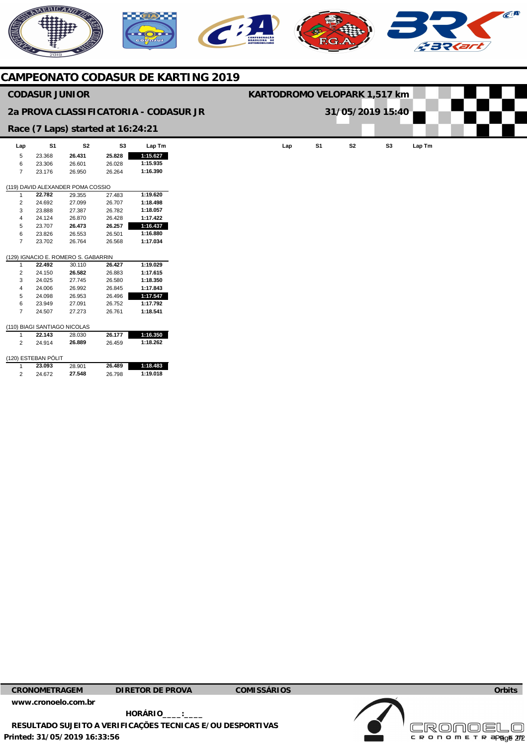# CAMPEONATO CODASUR DE KARTING 2019

## CODASUR JUNIOR

**KARTODROMO VELOPARK 1,517 km**

## 2a PROVA CLASSIFICATORIA - CODASUR JR

**31/05/2019 15:40**

### Race (7 Laps) started at 16:24:21

| Lap | S1 | S2 | S3 | Lap Tm |
|---|---|---|---|---|
| 5 | 23.368 | **26.431** | **25.828** | **1:15.627** |
| 6 | 23.306 | 26.601 | 26.028 | **1:15.935** |
| 7 | 23.176 | 26.950 | 26.264 | **1:16.390** |

(119) DAVID ALEXANDER POMA COSSIO

| Lap | S1 | S2 | S3 | Lap Tm |
|---|---|---|---|---|
| 1 | **22.782** | 29.355 | 27.483 | **1:19.620** |
| 2 | 24.692 | 27.099 | 26.707 | **1:18.498** |
| 3 | 23.888 | 27.387 | 26.782 | **1:18.057** |
| 4 | 24.124 | 26.870 | 26.428 | **1:17.422** |
| 5 | 23.707 | **26.473** | **26.257** | **1:16.437** |
| 6 | 23.826 | 26.553 | 26.501 | **1:16.880** |
| 7 | 23.702 | 26.764 | 26.568 | **1:17.034** |

(129) IGNACIO E. ROMERO S. GABARRIN

| Lap | S1 | S2 | S3 | Lap Tm |
|---|---|---|---|---|
| 1 | **22.492** | 30.110 | **26.427** | **1:19.029** |
| 2 | 24.150 | **26.582** | 26.883 | **1:17.615** |
| 3 | 24.025 | 27.745 | 26.580 | **1:18.350** |
| 4 | 24.006 | 26.992 | 26.845 | **1:17.843** |
| 5 | 24.098 | 26.953 | 26.496 | **1:17.547** |
| 6 | 23.949 | 27.091 | 26.752 | **1:17.792** |
| 7 | 24.507 | 27.273 | 26.761 | **1:18.541** |

(110) BIAGI SANTIAGO NICOLAS

| Lap | S1 | S2 | S3 | Lap Tm |
|---|---|---|---|---|
| 1 | **22.143** | 28.030 | **26.177** | **1:16.350** |
| 2 | 24.914 | **26.889** | 26.459 | **1:18.262** |

(120) ESTEBAN PÓLIT

| Lap | S1 | S2 | S3 | Lap Tm |
|---|---|---|---|---|
| 1 | **23.093** | 28.901 | **26.489** | **1:18.483** |
| 2 | 24.672 | **27.548** | 26.798 | **1:19.018** |

**CRONOMETRAGEM** | **DIRETOR DE PROVA** | **COMISSÁRIOS** | **Orbits**

**www.cronoelo.com.br**

**HORÁRIO____:____**

**RESULTADO SUJEITO A VERIFICAÇÕES TECNICAS E/OU DESPORTIVAS**

**Printed: 31/05/2019 16:33:56**